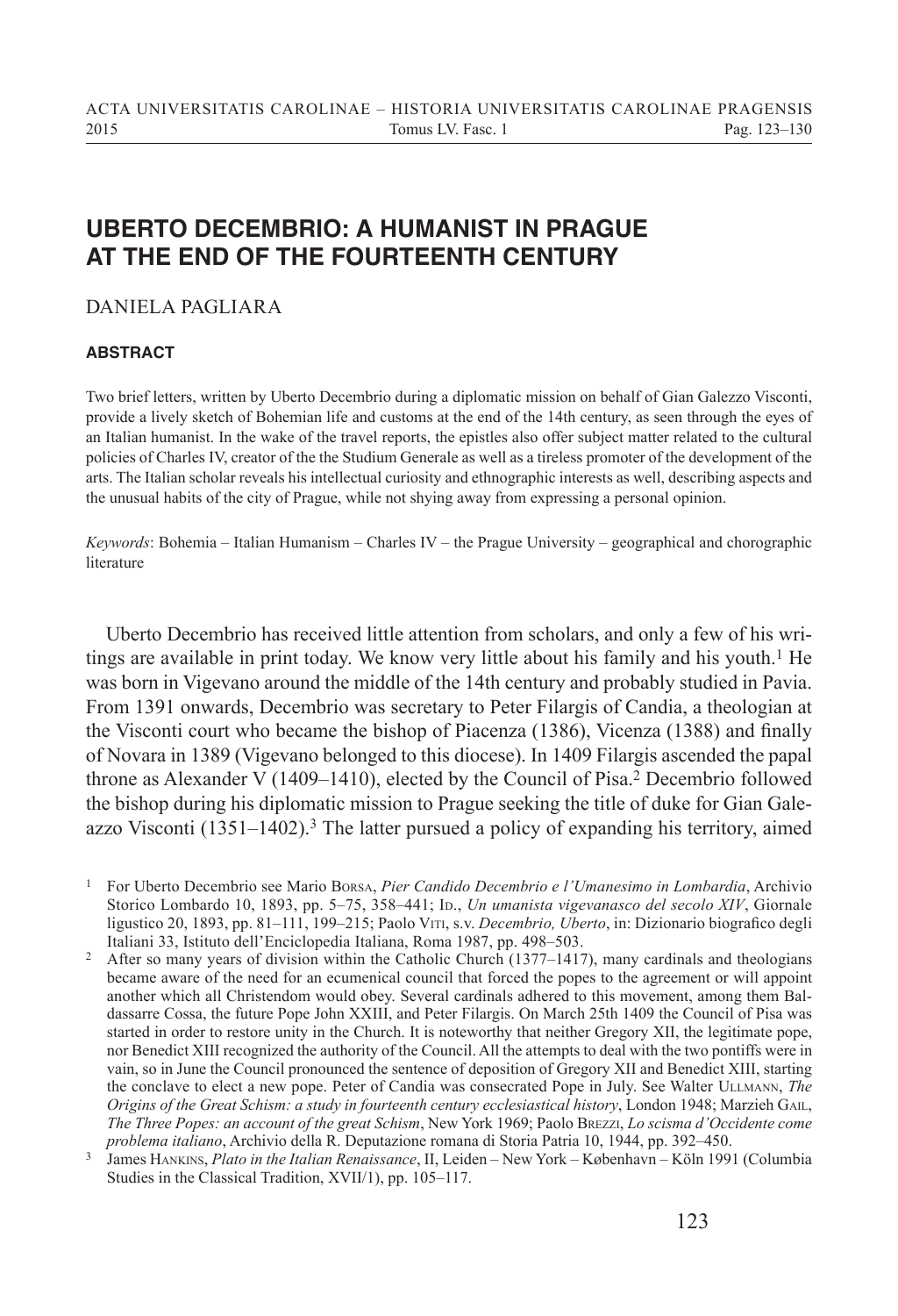# UBERTO DECEMBRIO: A HUMANIST IN PRAGUE AT THE END OF THE FOURTEENTH CENTURY

DANIELA PAGLIARA

### ABSTRACT

Two brief letters, written by Uberto Decembrio during a diplomatic mission on behalf of Gian Galezzo Visconti, provide a lively sketch of Bohemian life and customs at the end of the 14th century, as seen through the eyes of an Italian humanist. In the wake of the travel reports, the epistles also offer subject matter related to the cultural policies of Charles IV, creator of the the Studium Generale as well as a tireless promoter of the development of the arts. The Italian scholar reveals his intellectual curiosity and ethnographic interests as well, describing aspects and the unusual habits of the city of Prague, while not shying away from expressing a personal opinion.

*Keywords*: Bohemia – Italian Humanism – Charles IV – the Prague University – geographical and chorographic literature

Uberto Decembrio has received little attention from scholars, and only a few of his writings are available in print today. We know very little about his family and his youth.[1] He was born in Vigevano around the middle of the 14th century and probably studied in Pavia. From 1391 onwards, Decembrio was secretary to Peter Filargis of Candia, a theologian at the Visconti court who became the bishop of Piacenza (1386), Vicenza (1388) and finally of Novara in 1389 (Vigevano belonged to this diocese). In 1409 Filargis ascended the papal throne as Alexander V (1409–1410), elected by the Council of Pisa.[2] Decembrio followed the bishop during his diplomatic mission to Prague seeking the title of duke for Gian Galeazzo Visconti (1351–1402).[3] The latter pursued a policy of expanding his territory, aimed

[1] For Uberto Decembrio see Mario Borsa, *Pier Candido Decembrio e l'Umanesimo in Lombardia*, Archivio Storico Lombardo 10, 1893, pp. 5–75, 358–441; Id., *Un umanista vigevanasco del secolo XIV*, Giornale ligustico 20, 1893, pp. 81–111, 199–215; Paolo Viti, s.v. *Decembrio, Uberto*, in: Dizionario biografico degli Italiani 33, Istituto dell'Enciclopedia Italiana, Roma 1987, pp. 498–503.

[2] After so many years of division within the Catholic Church (1377–1417), many cardinals and theologians became aware of the need for an ecumenical council that forced the popes to the agreement or will appoint another which all Christendom would obey. Several cardinals adhered to this movement, among them Baldassarre Cossa, the future Pope John XXIII, and Peter Filargis. On March 25th 1409 the Council of Pisa was started in order to restore unity in the Church. It is noteworthy that neither Gregory XII, the legitimate pope, nor Benedict XIII recognized the authority of the Council. All the attempts to deal with the two pontiffs were in vain, so in June the Council pronounced the sentence of deposition of Gregory XII and Benedict XIII, starting the conclave to elect a new pope. Peter of Candia was consecrated Pope in July. See Walter Ullmann, *The Origins of the Great Schism: a study in fourteenth century ecclesiastical history*, London 1948; Marzieh Gail, *The Three Popes: an account of the great Schism*, New York 1969; Paolo Brezzi, *Lo scisma d'Occidente come problema italiano*, Archivio della R. Deputazione romana di Storia Patria 10, 1944, pp. 392–450.

[3] James Hankins, *Plato in the Italian Renaissance*, II, Leiden – New York – København – Köln 1991 (Columbia Studies in the Classical Tradition, XVII/1), pp. 105–117.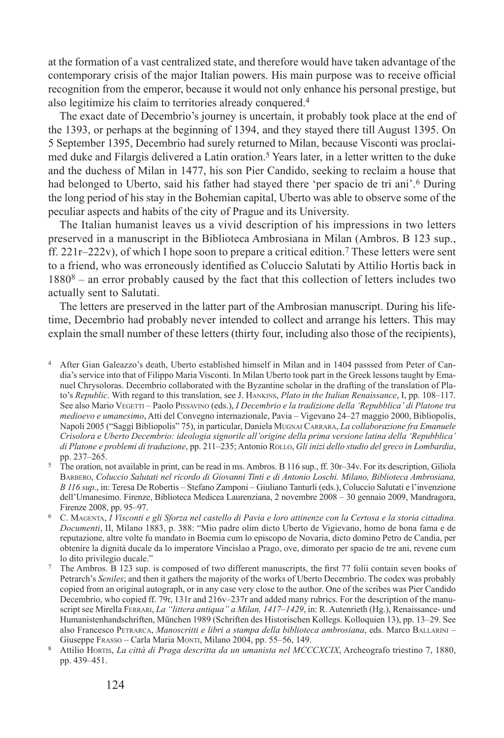at the formation of a vast centralized state, and therefore would have taken advantage of the contemporary crisis of the major Italian powers. His main purpose was to receive official recognition from the emperor, because it would not only enhance his personal prestige, but also legitimize his claim to territories already conquered.[4]

The exact date of Decembrio's journey is uncertain, it probably took place at the end of the 1393, or perhaps at the beginning of 1394, and they stayed there till August 1395. On 5 September 1395, Decembrio had surely returned to Milan, because Visconti was proclaimed duke and Filargis delivered a Latin oration.[5] Years later, in a letter written to the duke and the duchess of Milan in 1477, his son Pier Candido, seeking to reclaim a house that had belonged to Uberto, said his father had stayed there 'per spacio de tri ani'.[6] During the long period of his stay in the Bohemian capital, Uberto was able to observe some of the peculiar aspects and habits of the city of Prague and its University.

The Italian humanist leaves us a vivid description of his impressions in two letters preserved in a manuscript in the Biblioteca Ambrosiana in Milan (Ambros. B 123 sup., ff. 221r–222v), of which I hope soon to prepare a critical edition.[7] These letters were sent to a friend, who was erroneously identified as Coluccio Salutati by Attilio Hortis back in 1880[8] – an error probably caused by the fact that this collection of letters includes two actually sent to Salutati.

The letters are preserved in the latter part of the Ambrosian manuscript. During his lifetime, Decembrio had probably never intended to collect and arrange his letters. This may explain the small number of these letters (thirty four, including also those of the recipients),

[4] After Gian Galeazzo's death, Uberto established himself in Milan and in 1404 passsed from Peter of Candia's service into that of Filippo Maria Visconti. In Milan Uberto took part in the Greek lessons taught by Emanuel Chrysoloras. Decembrio collaborated with the Byzantine scholar in the drafting of the translation of Plato's *Republic*. With regard to this translation, see J. Hankins, *Plato in the Italian Renaissance*, I, pp. 108–117. See also Mario Vegetti – Paolo Pissavino (eds.), *I Decembrio e la tradizione della 'Repubblica' di Platone tra medioevo e umanesimo*, Atti del Convegno internazionale, Pavia – Vigevano 24–27 maggio 2000, Bibliopolis, Napoli 2005 ("Saggi Bibliopolis" 75), in particular, Daniela Mugnai Carrara, *La collaborazione fra Emanuele Crisolora e Uberto Decembrio: ideologia signorile all'origine della prima versione latina della 'Repubblica' di Platone e problemi di traduzione*, pp. 211–235; Antonio Rollo, *Gli inizi dello studio del greco in Lombardia*, pp. 237–265.

[5] The oration, not available in print, can be read in ms. Ambros. B 116 sup., ff. 30r–34v. For its description, Giliola Barbero, *Coluccio Salutati nel ricordo di Giovanni Tinti e di Antonio Loschi. Milano, Biblioteca Ambrosiana, B 116 sup*., in: Teresa De Robertis – Stefano Zamponi – Giuliano Tanturli (eds.), Coluccio Salutati e l'invenzione dell'Umanesimo. Firenze, Biblioteca Medicea Laurenziana, 2 novembre 2008 – 30 gennaio 2009, Mandragora, Firenze 2008, pp. 95–97.

[6] C. Magenta, *I Visconti e gli Sforza nel castello di Pavia e loro attinenze con la Certosa e la storia cittadina. Documenti*, II, Milano 1883, p. 388: "Mio padre olim dicto Uberto de Vigievano, homo de bona fama e de reputazione, altre volte fu mandato in Boemia cum lo episcopo de Novaria, dicto domino Petro de Candia, per obtenire la dignità ducale da lo imperatore Vincislao a Prago, ove, dimorato per spacio de tre ani, revene cum lo dito privilegio ducale."

[7] The Ambros. B 123 sup. is composed of two different manuscripts, the first 77 folii contain seven books of Petrarch's *Seniles*; and then it gathers the majority of the works of Uberto Decembrio. The codex was probably copied from an original autograph, or in any case very close to the author. One of the scribes was Pier Candido Decembrio, who copied ff. 79r, 131r and 216v–237r and added many rubrics. For the description of the manuscript see Mirella Ferrari, *La "littera antiqua" a Milan, 1417–1429*, in: R. Autenrieth (Hg.), Renaissance- und Humanistenhandschriften, München 1989 (Schriften des Historischen Kollegs. Kolloquien 13), pp. 13–29. See also Francesco Petrarca, *Manoscritti e libri a stampa della biblioteca ambrosiana*, eds. Marco Ballarini – Giuseppe Frasso – Carla Maria Monti, Milano 2004, pp. 55–56, 149.

[8] Attilio Hortis, *La città di Praga descritta da un umanista nel MCCCXCIX*, Archeografo triestino 7, 1880, pp. 439–451.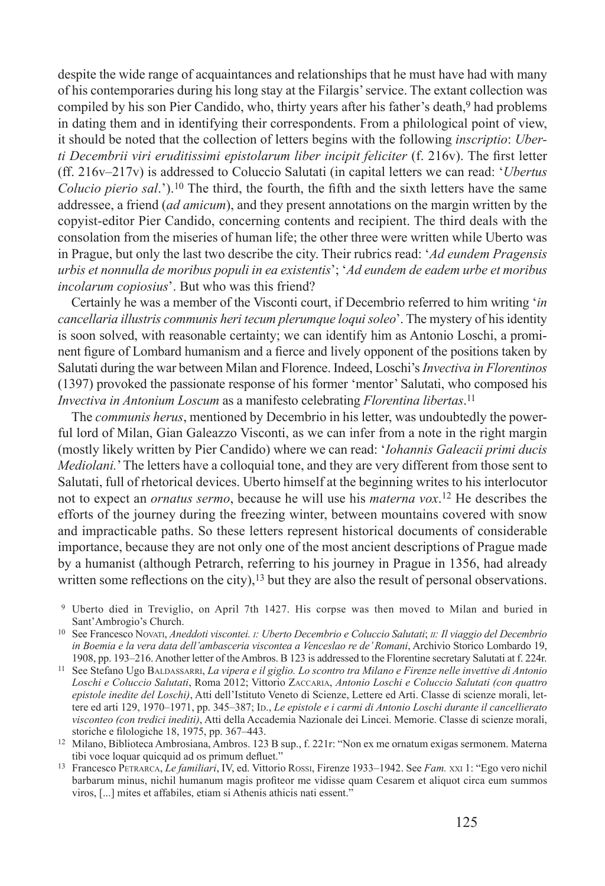despite the wide range of acquaintances and relationships that he must have had with many of his contemporaries during his long stay at the Filargis' service. The extant collection was compiled by his son Pier Candido, who, thirty years after his father's death,[9] had problems in dating them and in identifying their correspondents. From a philological point of view, it should be noted that the collection of letters begins with the following *inscriptio*: *Uberti Decembrii viri eruditissimi epistolarum liber incipit feliciter* (f. 216v). The first letter (ff. 216v–217v) is addressed to Coluccio Salutati (in capital letters we can read: '*Ubertus Colucio pierio sal*.').[10] The third, the fourth, the fifth and the sixth letters have the same addressee, a friend (*ad amicum*), and they present annotations on the margin written by the copyist-editor Pier Candido, concerning contents and recipient. The third deals with the consolation from the miseries of human life; the other three were written while Uberto was in Prague, but only the last two describe the city. Their rubrics read: '*Ad eundem Pragensis urbis et nonnulla de moribus populi in ea existentis*'; '*Ad eundem de eadem urbe et moribus incolarum copiosius*'. But who was this friend?

Certainly he was a member of the Visconti court, if Decembrio referred to him writing '*in cancellaria illustris communis heri tecum plerumque loqui soleo*'. The mystery of his identity is soon solved, with reasonable certainty; we can identify him as Antonio Loschi, a prominent figure of Lombard humanism and a fierce and lively opponent of the positions taken by Salutati during the war between Milan and Florence. Indeed, Loschi's *Invectiva in Florentinos* (1397) provoked the passionate response of his former 'mentor' Salutati, who composed his *Invectiva in Antonium Loscum* as a manifesto celebrating *Florentina libertas*.[11]

The *communis herus*, mentioned by Decembrio in his letter, was undoubtedly the powerful lord of Milan, Gian Galeazzo Visconti, as we can infer from a note in the right margin (mostly likely written by Pier Candido) where we can read: '*Iohannis Galeacii primi ducis Mediolani.*' The letters have a colloquial tone, and they are very different from those sent to Salutati, full of rhetorical devices. Uberto himself at the beginning writes to his interlocutor not to expect an *ornatus sermo*, because he will use his *materna vox*.[12] He describes the efforts of the journey during the freezing winter, between mountains covered with snow and impracticable paths. So these letters represent historical documents of considerable importance, because they are not only one of the most ancient descriptions of Prague made by a humanist (although Petrarch, referring to his journey in Prague in 1356, had already written some reflections on the city),[13] but they are also the result of personal observations.

[9] Uberto died in Treviglio, on April 7th 1427. His corpse was then moved to Milan and buried in Sant'Ambrogio's Church.

[10] See Francesco Novati, *Aneddoti viscontei. I: Uberto Decembrio e Coluccio Salutati*; *II: Il viaggio del Decembrio in Boemia e la vera data dell'ambasceria viscontea a Venceslao re de' Romani*, Archivio Storico Lombardo 19, 1908, pp. 193–216. Another letter of the Ambros. B 123 is addressed to the Florentine secretary Salutati at f. 224r.

[11] See Stefano Ugo Baldassarri, *La vipera e il giglio. Lo scontro tra Milano e Firenze nelle invettive di Antonio Loschi e Coluccio Salutati*, Roma 2012; Vittorio Zaccaria, *Antonio Loschi e Coluccio Salutati (con quattro epistole inedite del Loschi)*, Atti dell'Istituto Veneto di Scienze, Lettere ed Arti. Classe di scienze morali, lettere ed arti 129, 1970–1971, pp. 345–387; Id., *Le epistole e i carmi di Antonio Loschi durante il cancellierato visconteo (con tredici inediti)*, Atti della Accademia Nazionale dei Lincei. Memorie. Classe di scienze morali, storiche e filologiche 18, 1975, pp. 367–443.

[12] Milano, Biblioteca Ambrosiana, Ambros. 123 B sup., f. 221r: "Non ex me ornatum exigas sermonem. Materna tibi voce loquar quicquid ad os primum defluet."

[13] Francesco Petrarca, *Le familiari*, IV, ed. Vittorio Rossi, Firenze 1933–1942. See *Fam.* XXI 1: "Ego vero nichil barbarum minus, nichil humanum magis profiteor me vidisse quam Cesarem et aliquot circa eum summos viros, [...] mites et affabiles, etiam si Athenis athicis nati essent."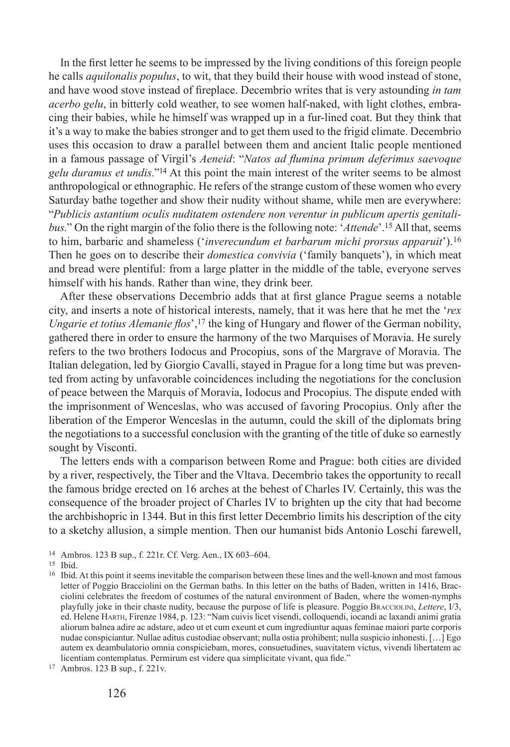In the first letter he seems to be impressed by the living conditions of this foreign people he calls *aquilonalis populus*, to wit, that they build their house with wood instead of stone, and have wood stove instead of fireplace. Decembrio writes that is very astounding *in tam acerbo gelu*, in bitterly cold weather, to see women half-naked, with light clothes, embracing their babies, while he himself was wrapped up in a fur-lined coat. But they think that it's a way to make the babies stronger and to get them used to the frigid climate. Decembrio uses this occasion to draw a parallel between them and ancient Italic people mentioned in a famous passage of Virgil's *Aeneid*: "*Natos ad flumina primum deferimus saevoque gelu duramus et undis*."[14] At this point the main interest of the writer seems to be almost anthropological or ethnographic. He refers of the strange custom of these women who every Saturday bathe together and show their nudity without shame, while men are everywhere: "*Publicis astantium oculis nuditatem ostendere non verentur in publicum apertis genitalibus.*" On the right margin of the folio there is the following note: '*Attende*'.[15] All that, seems to him, barbaric and shameless ('*inverecundum et barbarum michi prorsus apparuit*').[16] Then he goes on to describe their *domestica convivia* ('family banquets'), in which meat and bread were plentiful: from a large platter in the middle of the table, everyone serves himself with his hands. Rather than wine, they drink beer.

After these observations Decembrio adds that at first glance Prague seems a notable city, and inserts a note of historical interests, namely, that it was here that he met the '*rex Ungarie et totius Alemanie flos*',[17] the king of Hungary and flower of the German nobility, gathered there in order to ensure the harmony of the two Marquises of Moravia. He surely refers to the two brothers Iodocus and Procopius, sons of the Margrave of Moravia. The Italian delegation, led by Giorgio Cavalli, stayed in Prague for a long time but was prevented from acting by unfavorable coincidences including the negotiations for the conclusion of peace between the Marquis of Moravia, Iodocus and Procopius. The dispute ended with the imprisonment of Wenceslas, who was accused of favoring Procopius. Only after the liberation of the Emperor Wenceslas in the autumn, could the skill of the diplomats bring the negotiations to a successful conclusion with the granting of the title of duke so earnestly sought by Visconti.

The letters ends with a comparison between Rome and Prague: both cities are divided by a river, respectively, the Tiber and the Vltava. Decembrio takes the opportunity to recall the famous bridge erected on 16 arches at the behest of Charles IV. Certainly, this was the consequence of the broader project of Charles IV to brighten up the city that had become the archbishopric in 1344. But in this first letter Decembrio limits his description of the city to a sketchy allusion, a simple mention. Then our humanist bids Antonio Loschi farewell,

[14] Ambros. 123 B sup., f. 221r. Cf. Verg. Aen., IX 603–604.

[15] Ibid.

[16] Ibid. At this point it seems inevitable the comparison between these lines and the well-known and most famous letter of Poggio Bracciolini on the German baths. In this letter on the baths of Baden, written in 1416, Bracciolini celebrates the freedom of costumes of the natural environment of Baden, where the women-nymphs playfully joke in their chaste nudity, because the purpose of life is pleasure. Poggio Bracciolini, *Lettere*, I/3, ed. Helene Harth, Firenze 1984, p. 123: "Nam cuivis licet visendi, colloquendi, iocandi ac laxandi animi gratia aliorum balnea adire ac adstare, adeo ut et cum exeunt et cum ingrediuntur aquas feminae maiori parte corporis nudae conspiciantur. Nullae aditus custodiae observant; nulla ostia prohibent; nulla suspicio inhonesti. […] Ego autem ex deambulatorio omnia conspiciebam, mores, consuetudines, suavitatem victus, vivendi libertatem ac licentiam contemplatus. Permirum est videre qua simplicitate vivant, qua fide."

[17] Ambros. 123 B sup., f. 221v.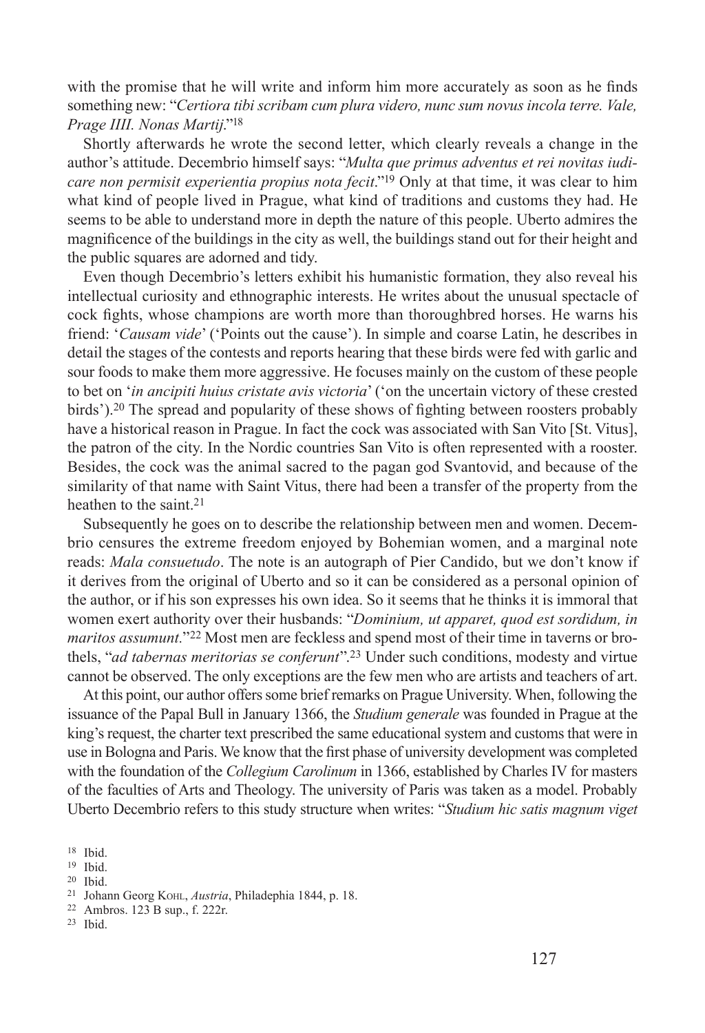with the promise that he will write and inform him more accurately as soon as he finds something new: "*Certiora tibi scribam cum plura videro, nunc sum novus incola terre. Vale, Prage IIII. Nonas Martij*."[18]

Shortly afterwards he wrote the second letter, which clearly reveals a change in the author's attitude. Decembrio himself says: "*Multa que primus adventus et rei novitas iudicare non permisit experientia propius nota fecit*."[19] Only at that time, it was clear to him what kind of people lived in Prague, what kind of traditions and customs they had. He seems to be able to understand more in depth the nature of this people. Uberto admires the magnificence of the buildings in the city as well, the buildings stand out for their height and the public squares are adorned and tidy.

Even though Decembrio's letters exhibit his humanistic formation, they also reveal his intellectual curiosity and ethnographic interests. He writes about the unusual spectacle of cock fights, whose champions are worth more than thoroughbred horses. He warns his friend: '*Causam vide*' ('Points out the cause'). In simple and coarse Latin, he describes in detail the stages of the contests and reports hearing that these birds were fed with garlic and sour foods to make them more aggressive. He focuses mainly on the custom of these people to bet on '*in ancipiti huius cristate avis victoria*' ('on the uncertain victory of these crested birds').[20] The spread and popularity of these shows of fighting between roosters probably have a historical reason in Prague. In fact the cock was associated with San Vito [St. Vitus], the patron of the city. In the Nordic countries San Vito is often represented with a rooster. Besides, the cock was the animal sacred to the pagan god Svantovid, and because of the similarity of that name with Saint Vitus, there had been a transfer of the property from the heathen to the saint.[21]

Subsequently he goes on to describe the relationship between men and women. Decembrio censures the extreme freedom enjoyed by Bohemian women, and a marginal note reads: *Mala consuetudo*. The note is an autograph of Pier Candido, but we don't know if it derives from the original of Uberto and so it can be considered as a personal opinion of the author, or if his son expresses his own idea. So it seems that he thinks it is immoral that women exert authority over their husbands: "*Dominium, ut apparet, quod est sordidum, in maritos assumunt.*"[22] Most men are feckless and spend most of their time in taverns or brothels, "*ad tabernas meritorias se conferunt*".[23] Under such conditions, modesty and virtue cannot be observed. The only exceptions are the few men who are artists and teachers of art.

At this point, our author offers some brief remarks on Prague University. When, following the issuance of the Papal Bull in January 1366, the *Studium generale* was founded in Prague at the king's request, the charter text prescribed the same educational system and customs that were in use in Bologna and Paris. We know that the first phase of university development was completed with the foundation of the *Collegium Carolinum* in 1366, established by Charles IV for masters of the faculties of Arts and Theology. The university of Paris was taken as a model. Probably Uberto Decembrio refers to this study structure when writes: "*Studium hic satis magnum viget*

[18] Ibid.

[19] Ibid.

[20] Ibid.

[21] Johann Georg Kohl, *Austria*, Philadephia 1844, p. 18.

[22] Ambros. 123 B sup., f. 222r.

[23] Ibid.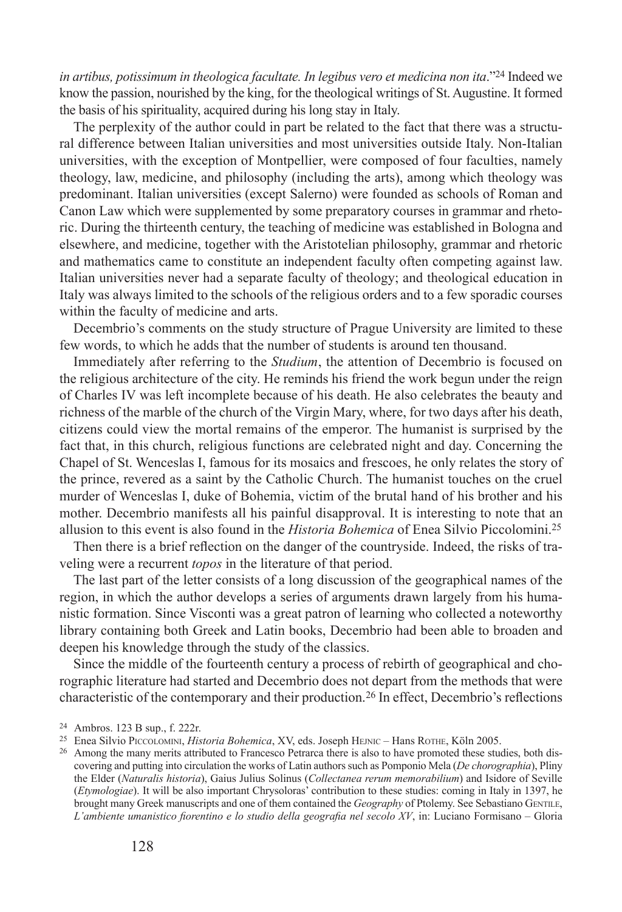*in artibus, potissimum in theologica facultate. In legibus vero et medicina non ita*."[24] Indeed we know the passion, nourished by the king, for the theological writings of St. Augustine. It formed the basis of his spirituality, acquired during his long stay in Italy.

The perplexity of the author could in part be related to the fact that there was a structural difference between Italian universities and most universities outside Italy. Non-Italian universities, with the exception of Montpellier, were composed of four faculties, namely theology, law, medicine, and philosophy (including the arts), among which theology was predominant. Italian universities (except Salerno) were founded as schools of Roman and Canon Law which were supplemented by some preparatory courses in grammar and rhetoric. During the thirteenth century, the teaching of medicine was established in Bologna and elsewhere, and medicine, together with the Aristotelian philosophy, grammar and rhetoric and mathematics came to constitute an independent faculty often competing against law. Italian universities never had a separate faculty of theology; and theological education in Italy was always limited to the schools of the religious orders and to a few sporadic courses within the faculty of medicine and arts.

Decembrio's comments on the study structure of Prague University are limited to these few words, to which he adds that the number of students is around ten thousand.

Immediately after referring to the *Studium*, the attention of Decembrio is focused on the religious architecture of the city. He reminds his friend the work begun under the reign of Charles IV was left incomplete because of his death. He also celebrates the beauty and richness of the marble of the church of the Virgin Mary, where, for two days after his death, citizens could view the mortal remains of the emperor. The humanist is surprised by the fact that, in this church, religious functions are celebrated night and day. Concerning the Chapel of St. Wenceslas I, famous for its mosaics and frescoes, he only relates the story of the prince, revered as a saint by the Catholic Church. The humanist touches on the cruel murder of Wenceslas I, duke of Bohemia, victim of the brutal hand of his brother and his mother. Decembrio manifests all his painful disapproval. It is interesting to note that an allusion to this event is also found in the *Historia Bohemica* of Enea Silvio Piccolomini.[25]

Then there is a brief reflection on the danger of the countryside. Indeed, the risks of traveling were a recurrent *topos* in the literature of that period.

The last part of the letter consists of a long discussion of the geographical names of the region, in which the author develops a series of arguments drawn largely from his humanistic formation. Since Visconti was a great patron of learning who collected a noteworthy library containing both Greek and Latin books, Decembrio had been able to broaden and deepen his knowledge through the study of the classics.

Since the middle of the fourteenth century a process of rebirth of geographical and chorographic literature had started and Decembrio does not depart from the methods that were characteristic of the contemporary and their production.[26] In effect, Decembrio's reflections

---

[24] Ambros. 123 B sup., f. 222r.

[25] Enea Silvio Piccolomini, *Historia Bohemica*, XV, eds. Joseph Hejnic – Hans Rothe, Köln 2005.

[26] Among the many merits attributed to Francesco Petrarca there is also to have promoted these studies, both discovering and putting into circulation the works of Latin authors such as Pomponio Mela (*De chorographia*), Pliny the Elder (*Naturalis historia*), Gaius Julius Solinus (*Collectanea rerum memorabilium*) and Isidore of Seville (*Etymologiae*). It will be also important Chrysoloras' contribution to these studies: coming in Italy in 1397, he brought many Greek manuscripts and one of them contained the *Geography* of Ptolemy. See Sebastiano Gentile, *L'ambiente umanistico fiorentino e lo studio della geografia nel secolo XV*, in: Luciano Formisano – Gloria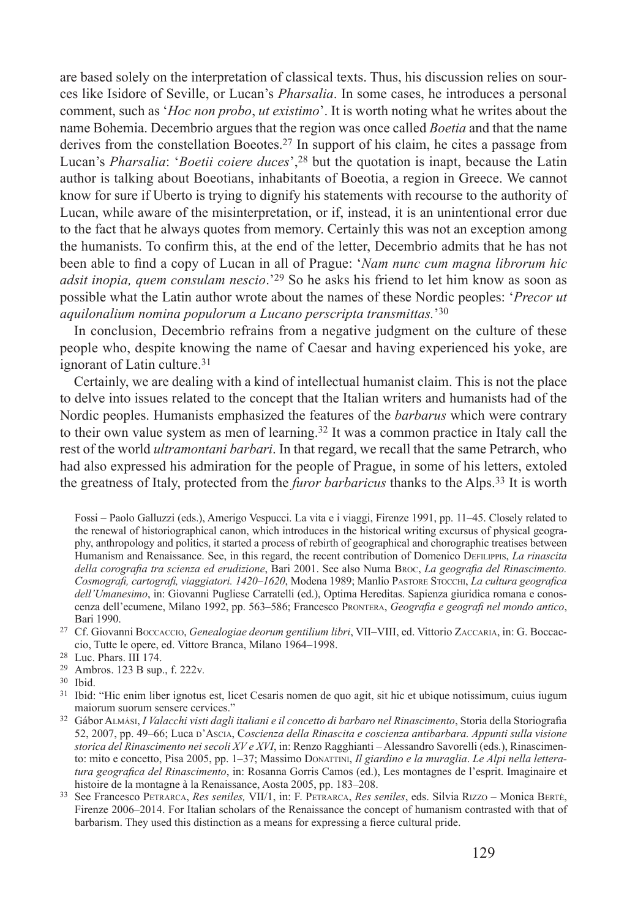are based solely on the interpretation of classical texts. Thus, his discussion relies on sources like Isidore of Seville, or Lucan's *Pharsalia*. In some cases, he introduces a personal comment, such as '*Hoc non probo*, *ut existimo*'. It is worth noting what he writes about the name Bohemia. Decembrio argues that the region was once called *Boetia* and that the name derives from the constellation Boeotes.[27] In support of his claim, he cites a passage from Lucan's *Pharsalia*: '*Boetii coiere duces*',[28] but the quotation is inapt, because the Latin author is talking about Boeotians, inhabitants of Boeotia, a region in Greece. We cannot know for sure if Uberto is trying to dignify his statements with recourse to the authority of Lucan, while aware of the misinterpretation, or if, instead, it is an unintentional error due to the fact that he always quotes from memory. Certainly this was not an exception among the humanists. To confirm this, at the end of the letter, Decembrio admits that he has not been able to find a copy of Lucan in all of Prague: '*Nam nunc cum magna librorum hic adsit inopia, quem consulam nescio*.'[29] So he asks his friend to let him know as soon as possible what the Latin author wrote about the names of these Nordic peoples: '*Precor ut aquilonalium nomina populorum a Lucano perscripta transmittas.*'[30]

In conclusion, Decembrio refrains from a negative judgment on the culture of these people who, despite knowing the name of Caesar and having experienced his yoke, are ignorant of Latin culture.[31]

Certainly, we are dealing with a kind of intellectual humanist claim. This is not the place to delve into issues related to the concept that the Italian writers and humanists had of the Nordic peoples. Humanists emphasized the features of the *barbarus* which were contrary to their own value system as men of learning.[32] It was a common practice in Italy call the rest of the world *ultramontani barbari*. In that regard, we recall that the same Petrarch, who had also expressed his admiration for the people of Prague, in some of his letters, extoled the greatness of Italy, protected from the *furor barbaricus* thanks to the Alps.[33] It is worth

Fossi – Paolo Galluzzi (eds.), Amerigo Vespucci. La vita e i viaggi, Firenze 1991, pp. 11–45. Closely related to the renewal of historiographical canon, which introduces in the historical writing excursus of physical geography, anthropology and politics, it started a process of rebirth of geographical and chorographic treatises between Humanism and Renaissance. See, in this regard, the recent contribution of Domenico Defilippis, *La rinascita della corografia tra scienza ed erudizione*, Bari 2001. See also Numa Broc, *La geografia del Rinascimento. Cosmografi, cartografi, viaggiatori. 1420–1620*, Modena 1989; Manlio Pastore Stocchi, *La cultura geografica dell'Umanesimo*, in: Giovanni Pugliese Carratelli (ed.), Optima Hereditas. Sapienza giuridica romana e conoscenza dell'ecumene, Milano 1992, pp. 563–586; Francesco Prontera, *Geografia e geografi nel mondo antico*, Bari 1990.

[27] Cf. Giovanni Boccaccio, *Genealogiae deorum gentilium libri*, VII–VIII, ed. Vittorio Zaccaria, in: G. Boccaccio, Tutte le opere, ed. Vittore Branca, Milano 1964–1998.

[28] Luc. Phars. III 174.

[29] Ambros. 123 B sup., f. 222v.

[30] Ibid.

[31] Ibid: "Hic enim liber ignotus est, licet Cesaris nomen de quo agit, sit hic et ubique notissimum, cuius iugum maiorum suorum sensere cervices."

[32] Gábor Almási, *I Valacchi visti dagli italiani e il concetto di barbaro nel Rinascimento*, Storia della Storiografia 52, 2007, pp. 49–66; Luca d'Ascia, C*oscienza della Rinascita e coscienza antibarbara. Appunti sulla visione storica del Rinascimento nei secoli XV e XVI*, in: Renzo Ragghianti – Alessandro Savorelli (eds.), Rinascimento: mito e concetto, Pisa 2005, pp. 1–37; Massimo Donattini, *Il giardino e la muraglia*. *Le Alpi nella letteratura geografica del Rinascimento*, in: Rosanna Gorris Camos (ed.), Les montagnes de l'esprit. Imaginaire et histoire de la montagne à la Renaissance, Aosta 2005, pp. 183–208.

[33] See Francesco Petrarca, *Res seniles,* VII/1, in: F. Petrarca, *Res seniles*, eds. Silvia Rizzo – Monica Bertè, Firenze 2006–2014. For Italian scholars of the Renaissance the concept of humanism contrasted with that of barbarism. They used this distinction as a means for expressing a fierce cultural pride.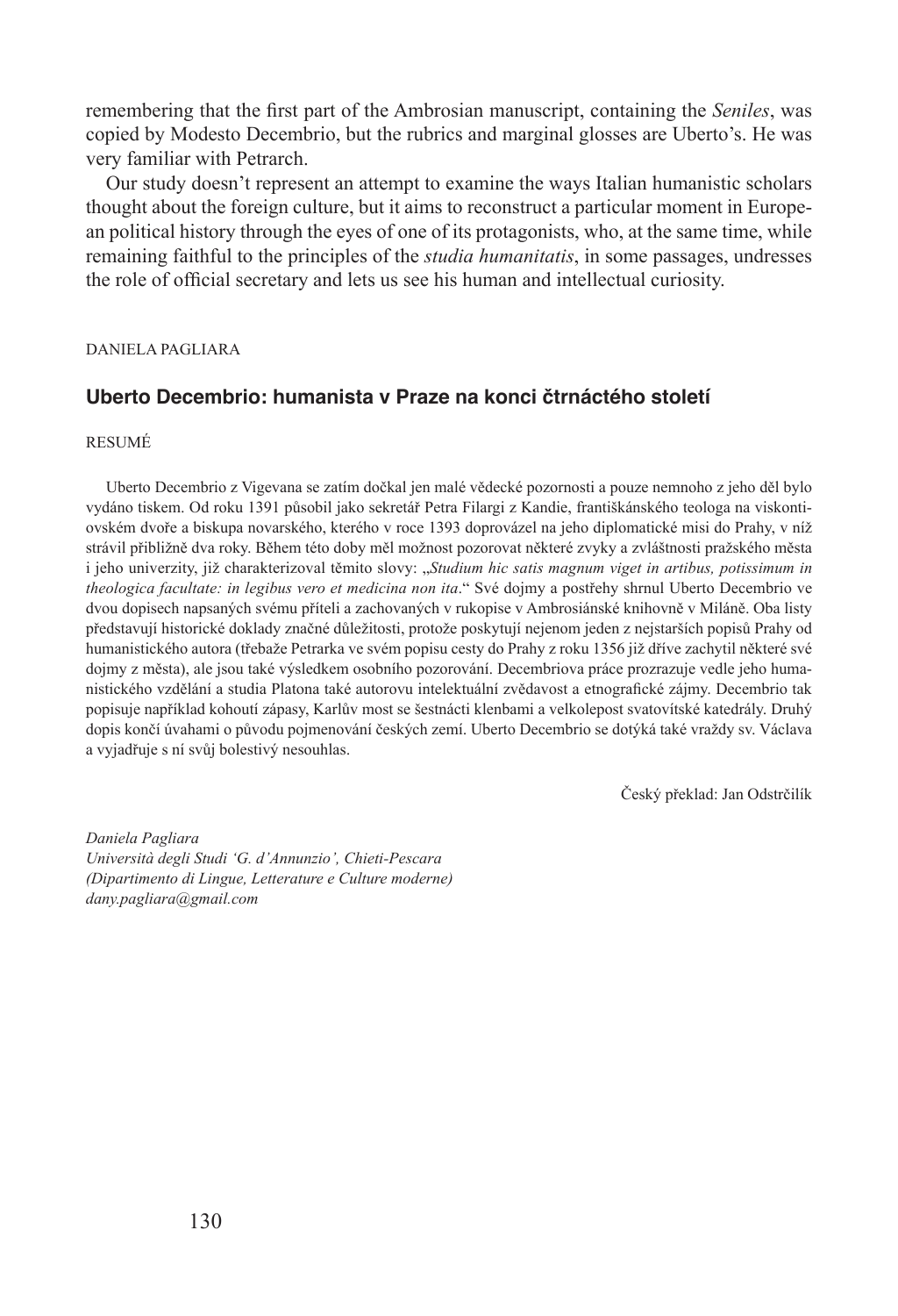remembering that the first part of the Ambrosian manuscript, containing the *Seniles*, was copied by Modesto Decembrio, but the rubrics and marginal glosses are Uberto's. He was very familiar with Petrarch.

Our study doesn't represent an attempt to examine the ways Italian humanistic scholars thought about the foreign culture, but it aims to reconstruct a particular moment in European political history through the eyes of one of its protagonists, who, at the same time, while remaining faithful to the principles of the *studia humanitatis*, in some passages, undresses the role of official secretary and lets us see his human and intellectual curiosity.

DANIELA PAGLIARA

## Uberto Decembrio: humanista v Praze na konci čtrnáctého století

RESUMÉ

Uberto Decembrio z Vigevana se zatím dočkal jen malé vědecké pozornosti a pouze nemnoho z jeho děl bylo vydáno tiskem. Od roku 1391 působil jako sekretář Petra Filargi z Kandie, františkánského teologa na viskontiovském dvoře a biskupa novarského, kterého v roce 1393 doprovázel na jeho diplomatické misi do Prahy, v níž strávil přibližně dva roky. Během této doby měl možnost pozorovat některé zvyky a zvláštnosti pražského města i jeho univerzity, jíž charakterizoval těmito slovy: „*Studium hic satis magnum viget in artibus, potissimum in theologica facultate: in legibus vero et medicina non ita*." Své dojmy a postřehy shrnul Uberto Decembrio ve dvou dopisech napsaných svému příteli a zachovaných v rukopise v Ambrosiánské knihovně v Miláně. Oba listy představují historické doklady značné důležitosti, protože poskytují nejenom jeden z nejstarších popisů Prahy od humanistického autora (třebaže Petrarka ve svém popisu cesty do Prahy z roku 1356 již dříve zachytil některé své dojmy z města), ale jsou také výsledkem osobního pozorování. Decembriova práce prozrazuje vedle jeho humanistického vzdělání a studia Platona také autorovu intelektuální zvědavost a etnografické zájmy. Decembrio tak popisuje například kohoutí zápasy, Karlův most se šestnácti klenbami a velkolepost svatovítské katedrály. Druhý dopis končí úvahami o původu pojmenování českých zemí. Uberto Decembrio se dotýká také vraždy sv. Václava a vyjadřuje s ní svůj bolestivý nesouhlas.

Český překlad: Jan Odstrčilík

*Daniela Pagliara*
*Università degli Studi 'G. d'Annunzio', Chieti-Pescara*
*(Dipartimento di Lingue, Letterature e Culture moderne)*
*dany.pagliara@gmail.com*